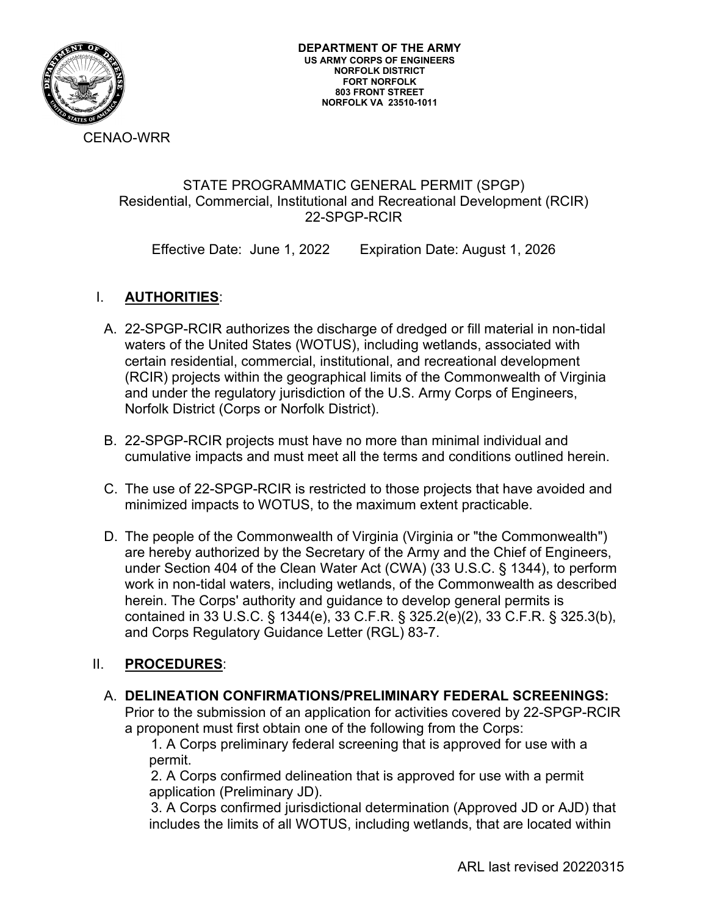**DEPARTMENT OF THE ARMY**
**US ARMY CORPS OF ENGINEERS**
**NORFOLK DISTRICT**
**FORT NORFOLK**
**803 FRONT STREET**
**NORFOLK VA 23510-1011**

CENAO-WRR

STATE PROGRAMMATIC GENERAL PERMIT (SPGP)
Residential, Commercial, Institutional and Recreational Development (RCIR)
22-SPGP-RCIR

Effective Date: June 1, 2022 Expiration Date: August 1, 2026

I. **AUTHORITIES**:

A. 22-SPGP-RCIR authorizes the discharge of dredged or fill material in non-tidal waters of the United States (WOTUS), including wetlands, associated with certain residential, commercial, institutional, and recreational development (RCIR) projects within the geographical limits of the Commonwealth of Virginia and under the regulatory jurisdiction of the U.S. Army Corps of Engineers, Norfolk District (Corps or Norfolk District).

B. 22-SPGP-RCIR projects must have no more than minimal individual and cumulative impacts and must meet all the terms and conditions outlined herein.

C. The use of 22-SPGP-RCIR is restricted to those projects that have avoided and minimized impacts to WOTUS, to the maximum extent practicable.

D. The people of the Commonwealth of Virginia (Virginia or "the Commonwealth") are hereby authorized by the Secretary of the Army and the Chief of Engineers, under Section 404 of the Clean Water Act (CWA) (33 U.S.C. § 1344), to perform work in non-tidal waters, including wetlands, of the Commonwealth as described herein. The Corps' authority and guidance to develop general permits is contained in 33 U.S.C. § 1344(e), 33 C.F.R. § 325.2(e)(2), 33 C.F.R. § 325.3(b), and Corps Regulatory Guidance Letter (RGL) 83-7.

II. **PROCEDURES**:

A. **DELINEATION CONFIRMATIONS/PRELIMINARY FEDERAL SCREENINGS:** Prior to the submission of an application for activities covered by 22-SPGP-RCIR a proponent must first obtain one of the following from the Corps:

1. A Corps preliminary federal screening that is approved for use with a permit.
2. A Corps confirmed delineation that is approved for use with a permit application (Preliminary JD).
3. A Corps confirmed jurisdictional determination (Approved JD or AJD) that includes the limits of all WOTUS, including wetlands, that are located within

ARL last revised 20220315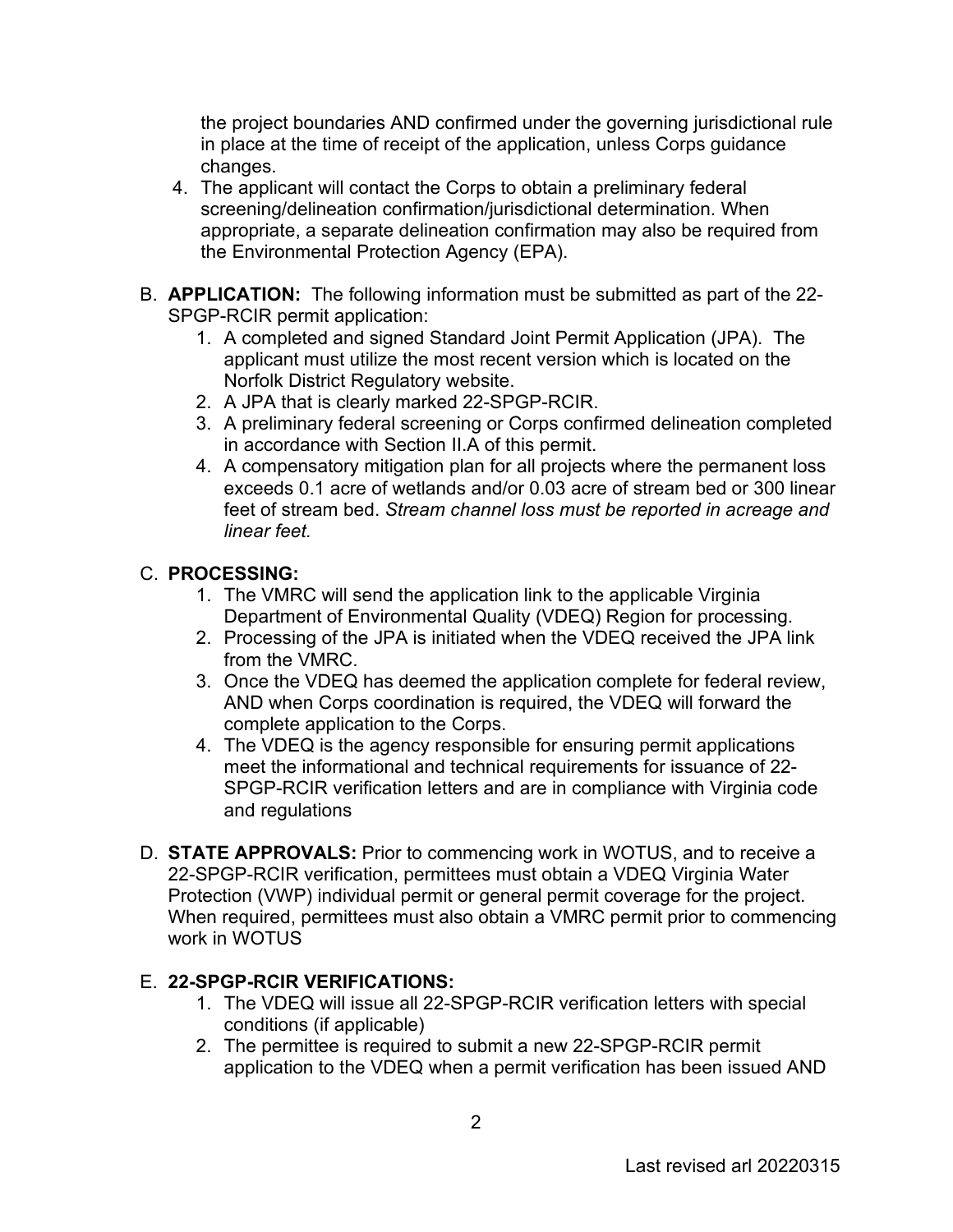the project boundaries AND confirmed under the governing jurisdictional rule in place at the time of receipt of the application, unless Corps guidance changes.

4. The applicant will contact the Corps to obtain a preliminary federal screening/delineation confirmation/jurisdictional determination. When appropriate, a separate delineation confirmation may also be required from the Environmental Protection Agency (EPA).

B. **APPLICATION:** The following information must be submitted as part of the 22-SPGP-RCIR permit application:
   1. A completed and signed Standard Joint Permit Application (JPA). The applicant must utilize the most recent version which is located on the Norfolk District Regulatory website.
   2. A JPA that is clearly marked 22-SPGP-RCIR.
   3. A preliminary federal screening or Corps confirmed delineation completed in accordance with Section II.A of this permit.
   4. A compensatory mitigation plan for all projects where the permanent loss exceeds 0.1 acre of wetlands and/or 0.03 acre of stream bed or 300 linear feet of stream bed. *Stream channel loss must be reported in acreage and linear feet.*

C. **PROCESSING:**
   1. The VMRC will send the application link to the applicable Virginia Department of Environmental Quality (VDEQ) Region for processing.
   2. Processing of the JPA is initiated when the VDEQ received the JPA link from the VMRC.
   3. Once the VDEQ has deemed the application complete for federal review, AND when Corps coordination is required, the VDEQ will forward the complete application to the Corps.
   4. The VDEQ is the agency responsible for ensuring permit applications meet the informational and technical requirements for issuance of 22-SPGP-RCIR verification letters and are in compliance with Virginia code and regulations

D. **STATE APPROVALS:** Prior to commencing work in WOTUS, and to receive a 22-SPGP-RCIR verification, permittees must obtain a VDEQ Virginia Water Protection (VWP) individual permit or general permit coverage for the project. When required, permittees must also obtain a VMRC permit prior to commencing work in WOTUS

E. **22-SPGP-RCIR VERIFICATIONS:**
   1. The VDEQ will issue all 22-SPGP-RCIR verification letters with special conditions (if applicable)
   2. The permittee is required to submit a new 22-SPGP-RCIR permit application to the VDEQ when a permit verification has been issued AND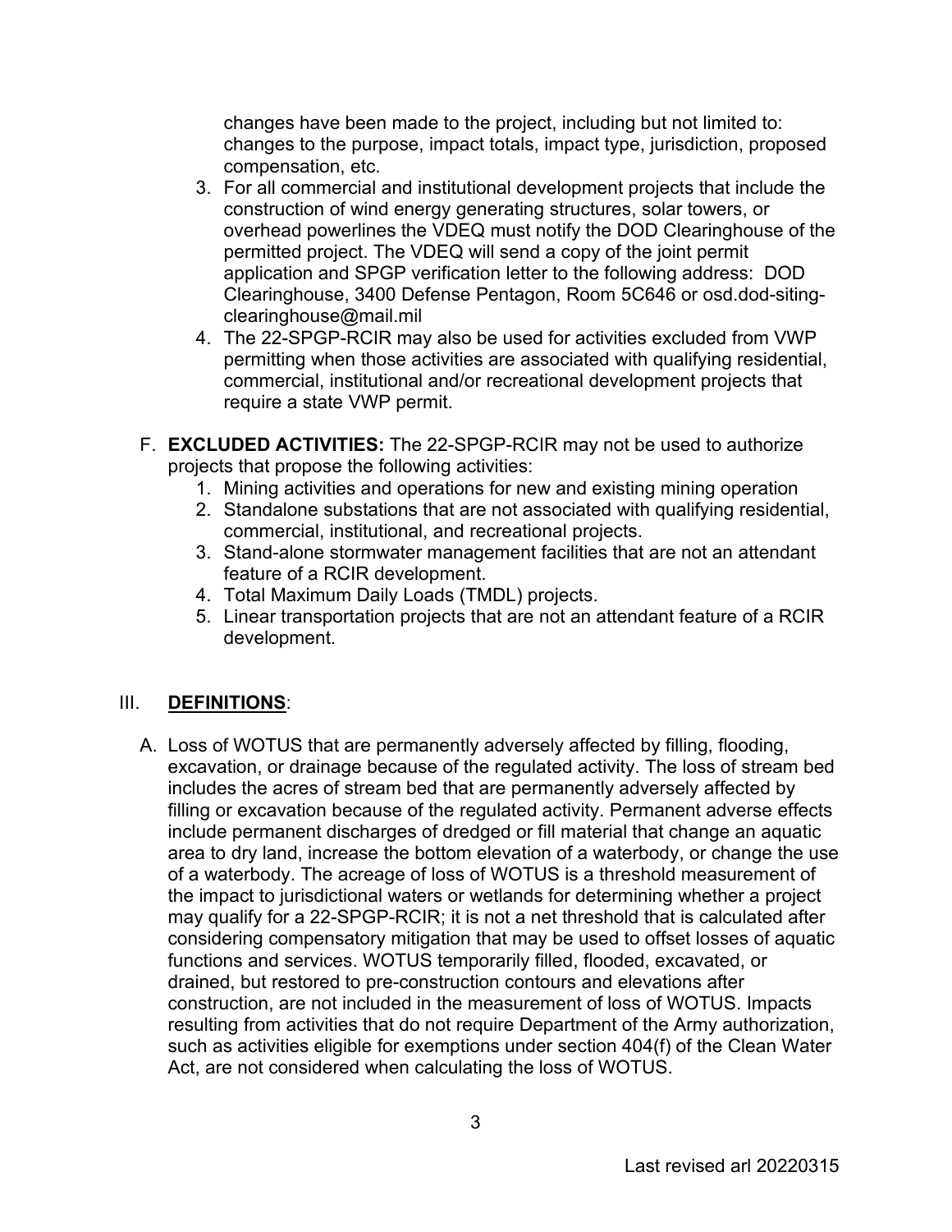changes have been made to the project, including but not limited to: changes to the purpose, impact totals, impact type, jurisdiction, proposed compensation, etc.

3. For all commercial and institutional development projects that include the construction of wind energy generating structures, solar towers, or overhead powerlines the VDEQ must notify the DOD Clearinghouse of the permitted project. The VDEQ will send a copy of the joint permit application and SPGP verification letter to the following address: DOD Clearinghouse, 3400 Defense Pentagon, Room 5C646 or osd.dod-siting-clearinghouse@mail.mil
4. The 22-SPGP-RCIR may also be used for activities excluded from VWP permitting when those activities are associated with qualifying residential, commercial, institutional and/or recreational development projects that require a state VWP permit.

F. **EXCLUDED ACTIVITIES:** The 22-SPGP-RCIR may not be used to authorize projects that propose the following activities:

1. Mining activities and operations for new and existing mining operation
2. Standalone substations that are not associated with qualifying residential, commercial, institutional, and recreational projects.
3. Stand-alone stormwater management facilities that are not an attendant feature of a RCIR development.
4. Total Maximum Daily Loads (TMDL) projects.
5. Linear transportation projects that are not an attendant feature of a RCIR development.

## III. DEFINITIONS:

A. Loss of WOTUS that are permanently adversely affected by filling, flooding, excavation, or drainage because of the regulated activity. The loss of stream bed includes the acres of stream bed that are permanently adversely affected by filling or excavation because of the regulated activity. Permanent adverse effects include permanent discharges of dredged or fill material that change an aquatic area to dry land, increase the bottom elevation of a waterbody, or change the use of a waterbody. The acreage of loss of WOTUS is a threshold measurement of the impact to jurisdictional waters or wetlands for determining whether a project may qualify for a 22-SPGP-RCIR; it is not a net threshold that is calculated after considering compensatory mitigation that may be used to offset losses of aquatic functions and services. WOTUS temporarily filled, flooded, excavated, or drained, but restored to pre-construction contours and elevations after construction, are not included in the measurement of loss of WOTUS. Impacts resulting from activities that do not require Department of the Army authorization, such as activities eligible for exemptions under section 404(f) of the Clean Water Act, are not considered when calculating the loss of WOTUS.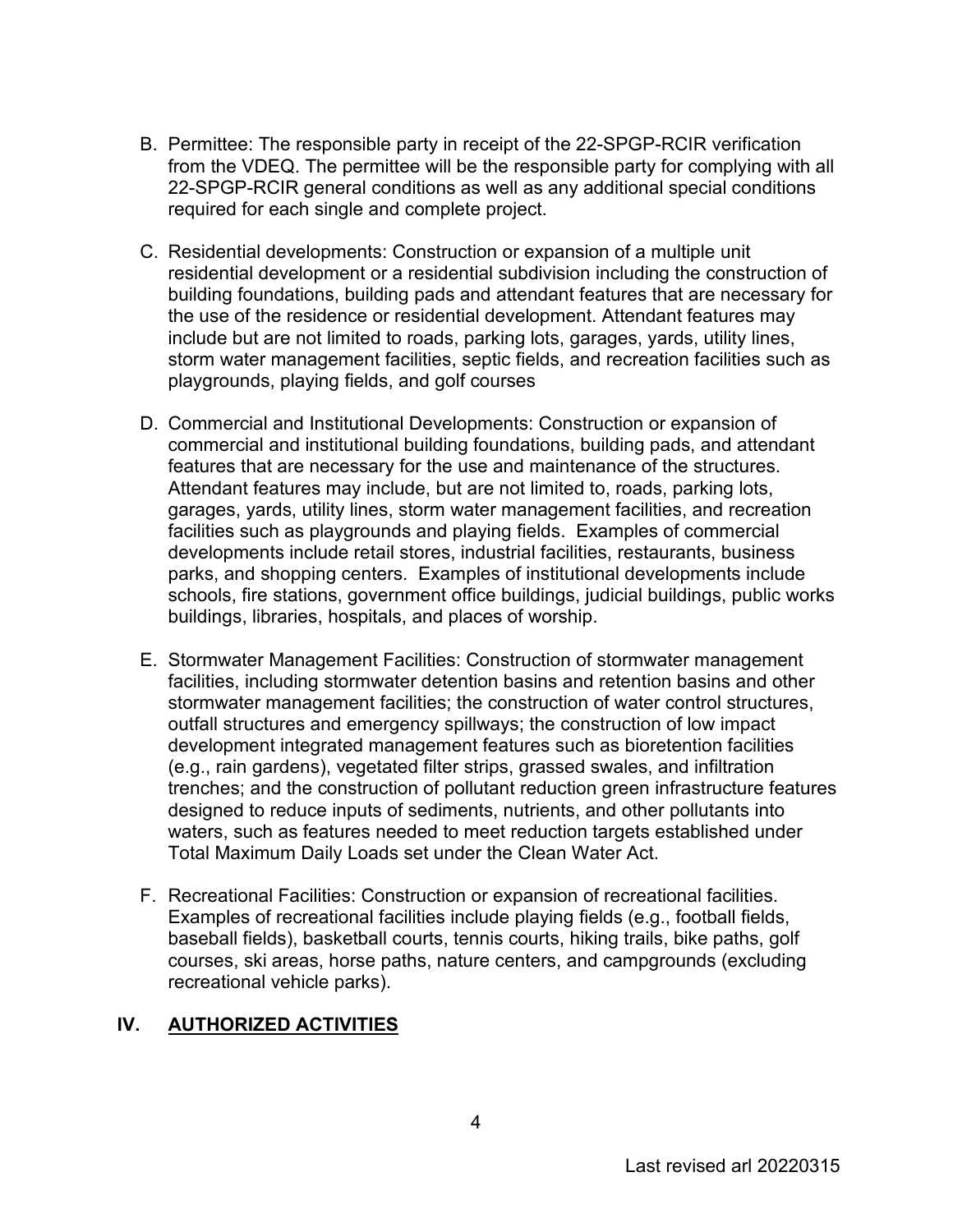B. Permittee: The responsible party in receipt of the 22-SPGP-RCIR verification from the VDEQ. The permittee will be the responsible party for complying with all 22-SPGP-RCIR general conditions as well as any additional special conditions required for each single and complete project.

C. Residential developments: Construction or expansion of a multiple unit residential development or a residential subdivision including the construction of building foundations, building pads and attendant features that are necessary for the use of the residence or residential development. Attendant features may include but are not limited to roads, parking lots, garages, yards, utility lines, storm water management facilities, septic fields, and recreation facilities such as playgrounds, playing fields, and golf courses

D. Commercial and Institutional Developments: Construction or expansion of commercial and institutional building foundations, building pads, and attendant features that are necessary for the use and maintenance of the structures. Attendant features may include, but are not limited to, roads, parking lots, garages, yards, utility lines, storm water management facilities, and recreation facilities such as playgrounds and playing fields. Examples of commercial developments include retail stores, industrial facilities, restaurants, business parks, and shopping centers. Examples of institutional developments include schools, fire stations, government office buildings, judicial buildings, public works buildings, libraries, hospitals, and places of worship.

E. Stormwater Management Facilities: Construction of stormwater management facilities, including stormwater detention basins and retention basins and other stormwater management facilities; the construction of water control structures, outfall structures and emergency spillways; the construction of low impact development integrated management features such as bioretention facilities (e.g., rain gardens), vegetated filter strips, grassed swales, and infiltration trenches; and the construction of pollutant reduction green infrastructure features designed to reduce inputs of sediments, nutrients, and other pollutants into waters, such as features needed to meet reduction targets established under Total Maximum Daily Loads set under the Clean Water Act.

F. Recreational Facilities: Construction or expansion of recreational facilities. Examples of recreational facilities include playing fields (e.g., football fields, baseball fields), basketball courts, tennis courts, hiking trails, bike paths, golf courses, ski areas, horse paths, nature centers, and campgrounds (excluding recreational vehicle parks).

## IV. AUTHORIZED ACTIVITIES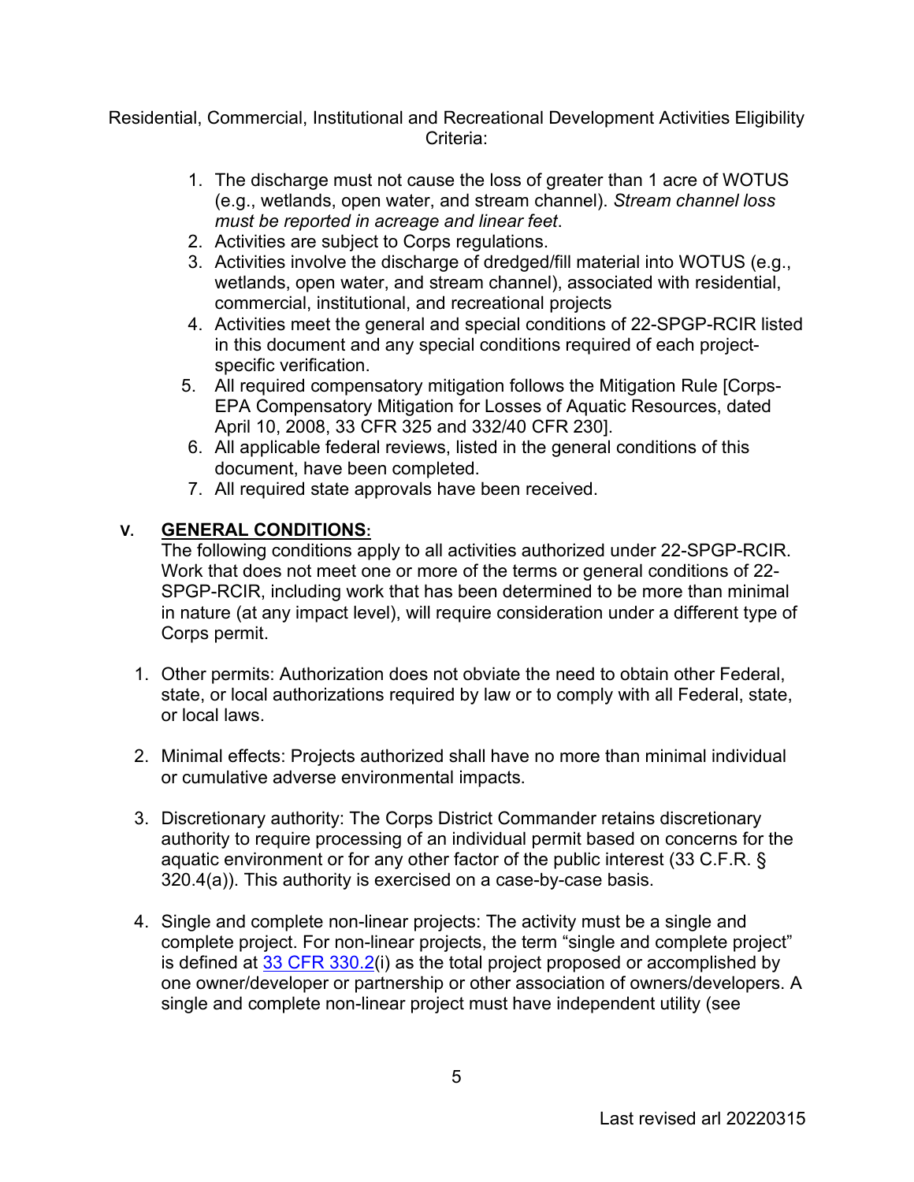Residential, Commercial, Institutional and Recreational Development Activities Eligibility Criteria:

1. The discharge must not cause the loss of greater than 1 acre of WOTUS (e.g., wetlands, open water, and stream channel). *Stream channel loss must be reported in acreage and linear feet*.
2. Activities are subject to Corps regulations.
3. Activities involve the discharge of dredged/fill material into WOTUS (e.g., wetlands, open water, and stream channel), associated with residential, commercial, institutional, and recreational projects
4. Activities meet the general and special conditions of 22-SPGP-RCIR listed in this document and any special conditions required of each project-specific verification.
5. All required compensatory mitigation follows the Mitigation Rule [Corps-EPA Compensatory Mitigation for Losses of Aquatic Resources, dated April 10, 2008, 33 CFR 325 and 332/40 CFR 230].
6. All applicable federal reviews, listed in the general conditions of this document, have been completed.
7. All required state approvals have been received.

## V. <u>GENERAL CONDITIONS</u>:

The following conditions apply to all activities authorized under 22-SPGP-RCIR. Work that does not meet one or more of the terms or general conditions of 22-SPGP-RCIR, including work that has been determined to be more than minimal in nature (at any impact level), will require consideration under a different type of Corps permit.

1. Other permits: Authorization does not obviate the need to obtain other Federal, state, or local authorizations required by law or to comply with all Federal, state, or local laws.

2. Minimal effects: Projects authorized shall have no more than minimal individual or cumulative adverse environmental impacts.

3. Discretionary authority: The Corps District Commander retains discretionary authority to require processing of an individual permit based on concerns for the aquatic environment or for any other factor of the public interest (33 C.F.R. § 320.4(a)). This authority is exercised on a case-by-case basis.

4. Single and complete non-linear projects: The activity must be a single and complete project. For non-linear projects, the term "single and complete project" is defined at 33 CFR 330.2(i) as the total project proposed or accomplished by one owner/developer or partnership or other association of owners/developers. A single and complete non-linear project must have independent utility (see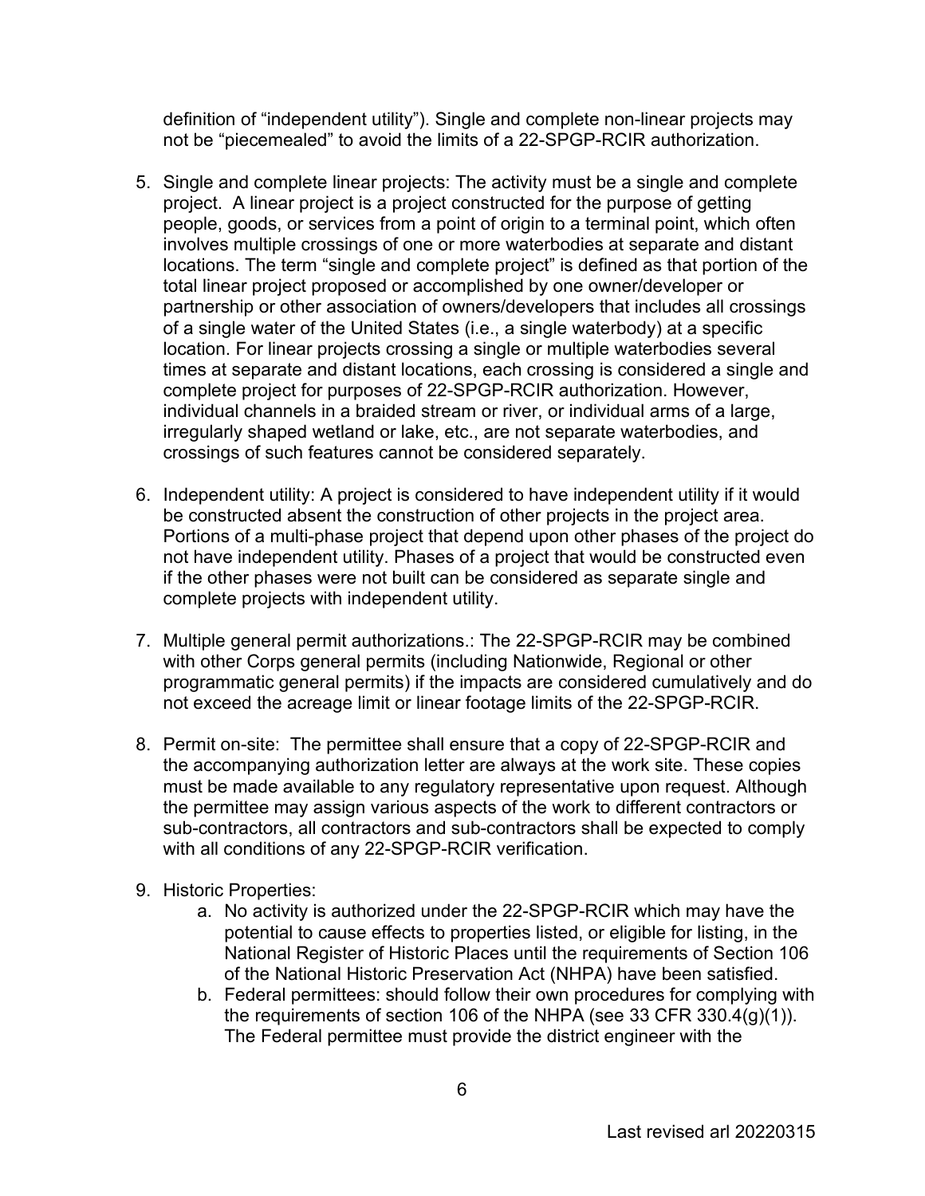definition of "independent utility"). Single and complete non-linear projects may not be "piecemealed" to avoid the limits of a 22-SPGP-RCIR authorization.

5. Single and complete linear projects: The activity must be a single and complete project. A linear project is a project constructed for the purpose of getting people, goods, or services from a point of origin to a terminal point, which often involves multiple crossings of one or more waterbodies at separate and distant locations. The term "single and complete project" is defined as that portion of the total linear project proposed or accomplished by one owner/developer or partnership or other association of owners/developers that includes all crossings of a single water of the United States (i.e., a single waterbody) at a specific location. For linear projects crossing a single or multiple waterbodies several times at separate and distant locations, each crossing is considered a single and complete project for purposes of 22-SPGP-RCIR authorization. However, individual channels in a braided stream or river, or individual arms of a large, irregularly shaped wetland or lake, etc., are not separate waterbodies, and crossings of such features cannot be considered separately.

6. Independent utility: A project is considered to have independent utility if it would be constructed absent the construction of other projects in the project area. Portions of a multi-phase project that depend upon other phases of the project do not have independent utility. Phases of a project that would be constructed even if the other phases were not built can be considered as separate single and complete projects with independent utility.

7. Multiple general permit authorizations.: The 22-SPGP-RCIR may be combined with other Corps general permits (including Nationwide, Regional or other programmatic general permits) if the impacts are considered cumulatively and do not exceed the acreage limit or linear footage limits of the 22-SPGP-RCIR.

8. Permit on-site: The permittee shall ensure that a copy of 22-SPGP-RCIR and the accompanying authorization letter are always at the work site. These copies must be made available to any regulatory representative upon request. Although the permittee may assign various aspects of the work to different contractors or sub-contractors, all contractors and sub-contractors shall be expected to comply with all conditions of any 22-SPGP-RCIR verification.

9. Historic Properties:
   a. No activity is authorized under the 22-SPGP-RCIR which may have the potential to cause effects to properties listed, or eligible for listing, in the National Register of Historic Places until the requirements of Section 106 of the National Historic Preservation Act (NHPA) have been satisfied.
   b. Federal permittees: should follow their own procedures for complying with the requirements of section 106 of the NHPA (see 33 CFR 330.4(g)(1)). The Federal permittee must provide the district engineer with the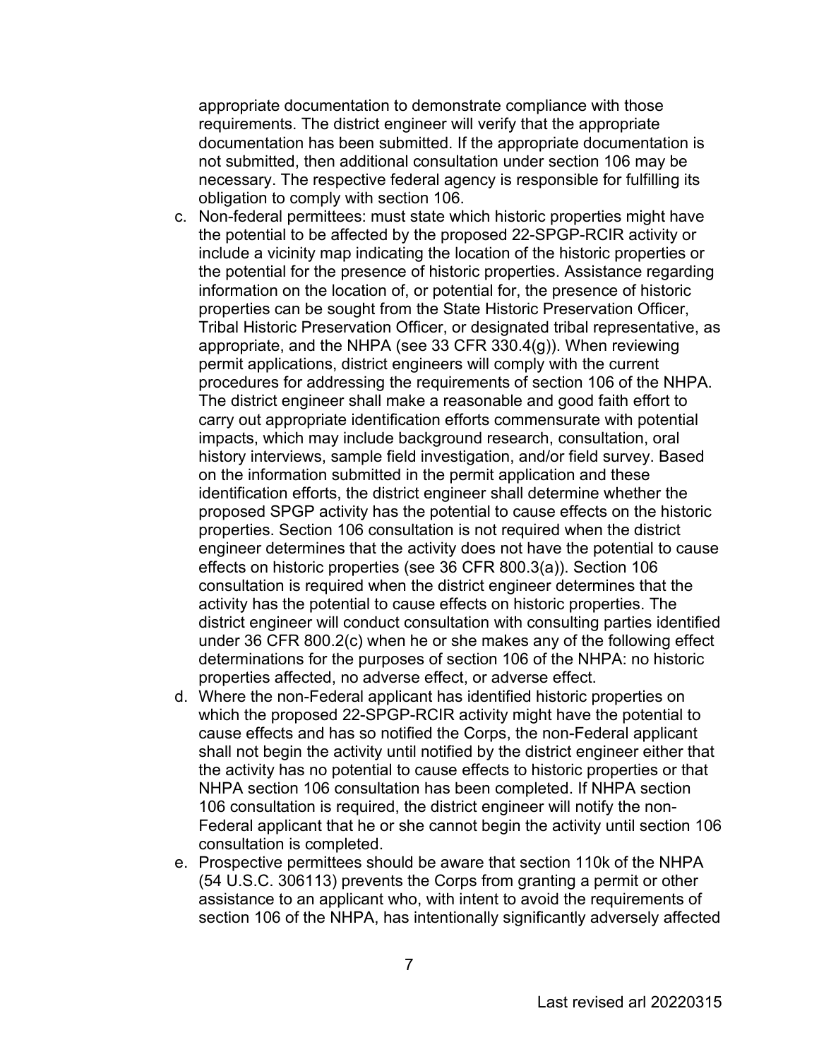appropriate documentation to demonstrate compliance with those requirements. The district engineer will verify that the appropriate documentation has been submitted. If the appropriate documentation is not submitted, then additional consultation under section 106 may be necessary. The respective federal agency is responsible for fulfilling its obligation to comply with section 106.

c. Non-federal permittees: must state which historic properties might have the potential to be affected by the proposed 22-SPGP-RCIR activity or include a vicinity map indicating the location of the historic properties or the potential for the presence of historic properties. Assistance regarding information on the location of, or potential for, the presence of historic properties can be sought from the State Historic Preservation Officer, Tribal Historic Preservation Officer, or designated tribal representative, as appropriate, and the NHPA (see 33 CFR 330.4(g)). When reviewing permit applications, district engineers will comply with the current procedures for addressing the requirements of section 106 of the NHPA. The district engineer shall make a reasonable and good faith effort to carry out appropriate identification efforts commensurate with potential impacts, which may include background research, consultation, oral history interviews, sample field investigation, and/or field survey. Based on the information submitted in the permit application and these identification efforts, the district engineer shall determine whether the proposed SPGP activity has the potential to cause effects on the historic properties. Section 106 consultation is not required when the district engineer determines that the activity does not have the potential to cause effects on historic properties (see 36 CFR 800.3(a)). Section 106 consultation is required when the district engineer determines that the activity has the potential to cause effects on historic properties. The district engineer will conduct consultation with consulting parties identified under 36 CFR 800.2(c) when he or she makes any of the following effect determinations for the purposes of section 106 of the NHPA: no historic properties affected, no adverse effect, or adverse effect.

d. Where the non-Federal applicant has identified historic properties on which the proposed 22-SPGP-RCIR activity might have the potential to cause effects and has so notified the Corps, the non-Federal applicant shall not begin the activity until notified by the district engineer either that the activity has no potential to cause effects to historic properties or that NHPA section 106 consultation has been completed. If NHPA section 106 consultation is required, the district engineer will notify the non-Federal applicant that he or she cannot begin the activity until section 106 consultation is completed.

e. Prospective permittees should be aware that section 110k of the NHPA (54 U.S.C. 306113) prevents the Corps from granting a permit or other assistance to an applicant who, with intent to avoid the requirements of section 106 of the NHPA, has intentionally significantly adversely affected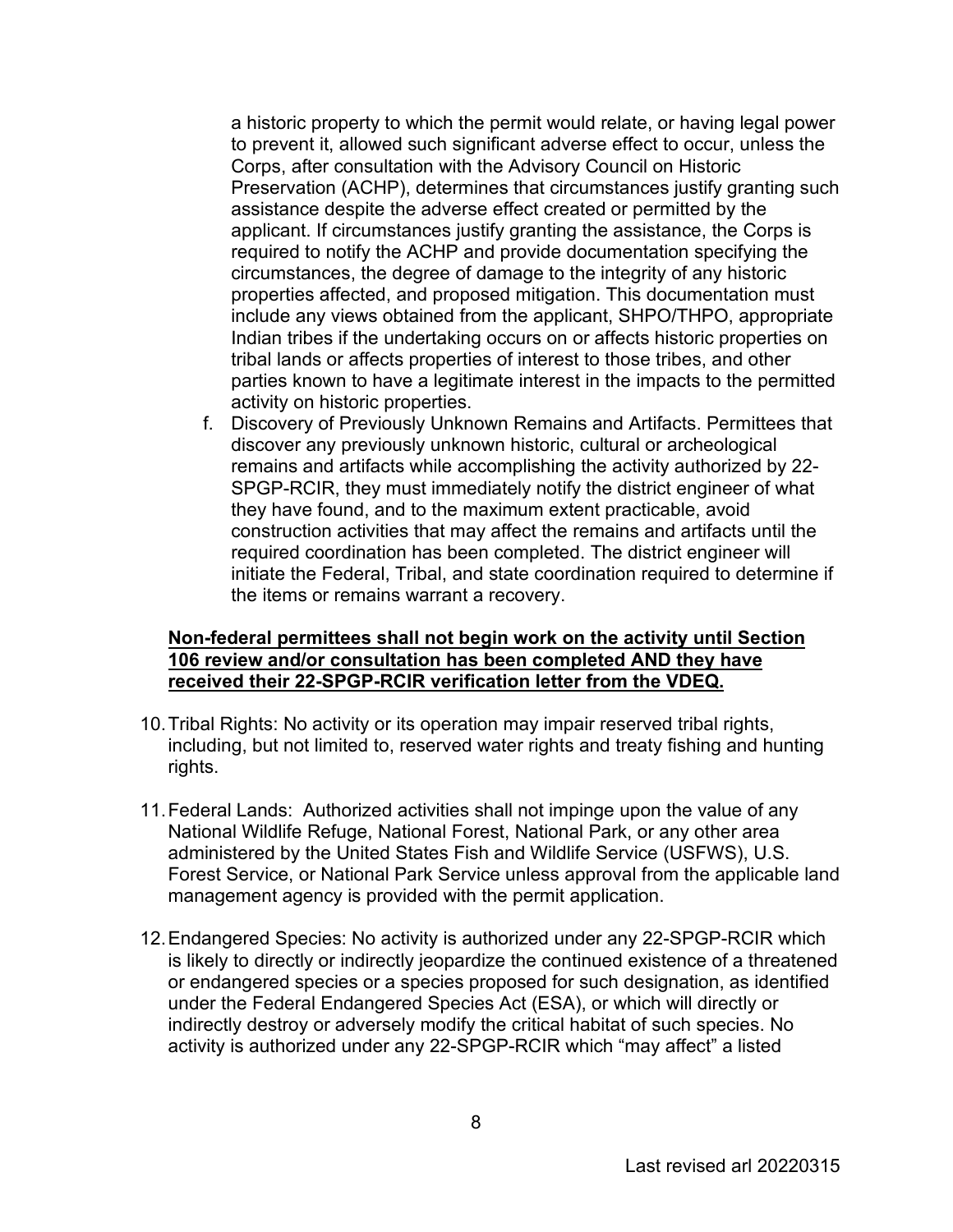a historic property to which the permit would relate, or having legal power to prevent it, allowed such significant adverse effect to occur, unless the Corps, after consultation with the Advisory Council on Historic Preservation (ACHP), determines that circumstances justify granting such assistance despite the adverse effect created or permitted by the applicant. If circumstances justify granting the assistance, the Corps is required to notify the ACHP and provide documentation specifying the circumstances, the degree of damage to the integrity of any historic properties affected, and proposed mitigation. This documentation must include any views obtained from the applicant, SHPO/THPO, appropriate Indian tribes if the undertaking occurs on or affects historic properties on tribal lands or affects properties of interest to those tribes, and other parties known to have a legitimate interest in the impacts to the permitted activity on historic properties.

f. Discovery of Previously Unknown Remains and Artifacts. Permittees that discover any previously unknown historic, cultural or archeological remains and artifacts while accomplishing the activity authorized by 22-SPGP-RCIR, they must immediately notify the district engineer of what they have found, and to the maximum extent practicable, avoid construction activities that may affect the remains and artifacts until the required coordination has been completed. The district engineer will initiate the Federal, Tribal, and state coordination required to determine if the items or remains warrant a recovery.

**<u>Non-federal permittees shall not begin work on the activity until Section 106 review and/or consultation has been completed AND they have received their 22-SPGP-RCIR verification letter from the VDEQ.</u>**

10. Tribal Rights: No activity or its operation may impair reserved tribal rights, including, but not limited to, reserved water rights and treaty fishing and hunting rights.

11. Federal Lands: Authorized activities shall not impinge upon the value of any National Wildlife Refuge, National Forest, National Park, or any other area administered by the United States Fish and Wildlife Service (USFWS), U.S. Forest Service, or National Park Service unless approval from the applicable land management agency is provided with the permit application.

12. Endangered Species: No activity is authorized under any 22-SPGP-RCIR which is likely to directly or indirectly jeopardize the continued existence of a threatened or endangered species or a species proposed for such designation, as identified under the Federal Endangered Species Act (ESA), or which will directly or indirectly destroy or adversely modify the critical habitat of such species. No activity is authorized under any 22-SPGP-RCIR which "may affect" a listed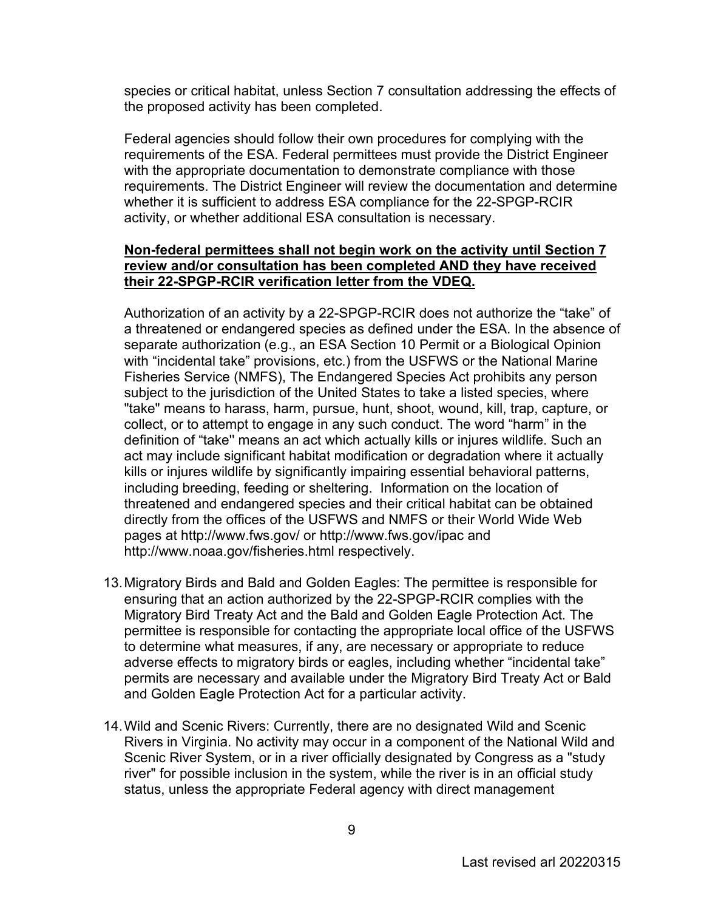species or critical habitat, unless Section 7 consultation addressing the effects of the proposed activity has been completed.

Federal agencies should follow their own procedures for complying with the requirements of the ESA. Federal permittees must provide the District Engineer with the appropriate documentation to demonstrate compliance with those requirements. The District Engineer will review the documentation and determine whether it is sufficient to address ESA compliance for the 22-SPGP-RCIR activity, or whether additional ESA consultation is necessary.

**Non-federal permittees shall not begin work on the activity until Section 7 review and/or consultation has been completed AND they have received their 22-SPGP-RCIR verification letter from the VDEQ.**

Authorization of an activity by a 22-SPGP-RCIR does not authorize the "take" of a threatened or endangered species as defined under the ESA. In the absence of separate authorization (e.g., an ESA Section 10 Permit or a Biological Opinion with "incidental take" provisions, etc.) from the USFWS or the National Marine Fisheries Service (NMFS), The Endangered Species Act prohibits any person subject to the jurisdiction of the United States to take a listed species, where "take" means to harass, harm, pursue, hunt, shoot, wound, kill, trap, capture, or collect, or to attempt to engage in any such conduct. The word "harm" in the definition of "take'' means an act which actually kills or injures wildlife. Such an act may include significant habitat modification or degradation where it actually kills or injures wildlife by significantly impairing essential behavioral patterns, including breeding, feeding or sheltering. Information on the location of threatened and endangered species and their critical habitat can be obtained directly from the offices of the USFWS and NMFS or their World Wide Web pages at http://www.fws.gov/ or http://www.fws.gov/ipac and http://www.noaa.gov/fisheries.html respectively.

13. Migratory Birds and Bald and Golden Eagles: The permittee is responsible for ensuring that an action authorized by the 22-SPGP-RCIR complies with the Migratory Bird Treaty Act and the Bald and Golden Eagle Protection Act. The permittee is responsible for contacting the appropriate local office of the USFWS to determine what measures, if any, are necessary or appropriate to reduce adverse effects to migratory birds or eagles, including whether "incidental take" permits are necessary and available under the Migratory Bird Treaty Act or Bald and Golden Eagle Protection Act for a particular activity.

14. Wild and Scenic Rivers: Currently, there are no designated Wild and Scenic Rivers in Virginia. No activity may occur in a component of the National Wild and Scenic River System, or in a river officially designated by Congress as a "study river" for possible inclusion in the system, while the river is in an official study status, unless the appropriate Federal agency with direct management

Last revised arl 20220315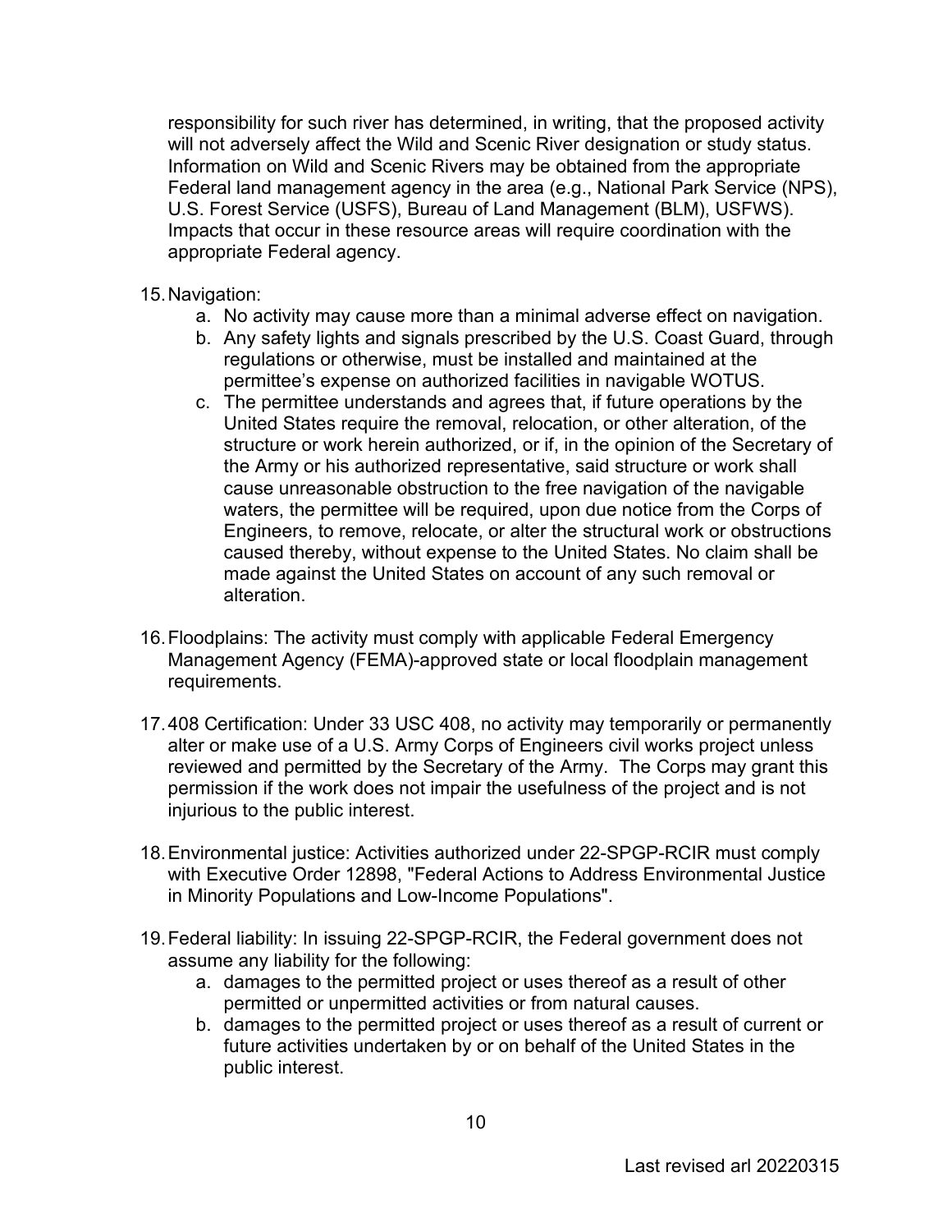responsibility for such river has determined, in writing, that the proposed activity will not adversely affect the Wild and Scenic River designation or study status. Information on Wild and Scenic Rivers may be obtained from the appropriate Federal land management agency in the area (e.g., National Park Service (NPS), U.S. Forest Service (USFS), Bureau of Land Management (BLM), USFWS). Impacts that occur in these resource areas will require coordination with the appropriate Federal agency.

15. Navigation:
    a. No activity may cause more than a minimal adverse effect on navigation.
    b. Any safety lights and signals prescribed by the U.S. Coast Guard, through regulations or otherwise, must be installed and maintained at the permittee's expense on authorized facilities in navigable WOTUS.
    c. The permittee understands and agrees that, if future operations by the United States require the removal, relocation, or other alteration, of the structure or work herein authorized, or if, in the opinion of the Secretary of the Army or his authorized representative, said structure or work shall cause unreasonable obstruction to the free navigation of the navigable waters, the permittee will be required, upon due notice from the Corps of Engineers, to remove, relocate, or alter the structural work or obstructions caused thereby, without expense to the United States. No claim shall be made against the United States on account of any such removal or alteration.

16. Floodplains: The activity must comply with applicable Federal Emergency Management Agency (FEMA)-approved state or local floodplain management requirements.

17. 408 Certification: Under 33 USC 408, no activity may temporarily or permanently alter or make use of a U.S. Army Corps of Engineers civil works project unless reviewed and permitted by the Secretary of the Army. The Corps may grant this permission if the work does not impair the usefulness of the project and is not injurious to the public interest.

18. Environmental justice: Activities authorized under 22-SPGP-RCIR must comply with Executive Order 12898, "Federal Actions to Address Environmental Justice in Minority Populations and Low-Income Populations".

19. Federal liability: In issuing 22-SPGP-RCIR, the Federal government does not assume any liability for the following:
    a. damages to the permitted project or uses thereof as a result of other permitted or unpermitted activities or from natural causes.
    b. damages to the permitted project or uses thereof as a result of current or future activities undertaken by or on behalf of the United States in the public interest.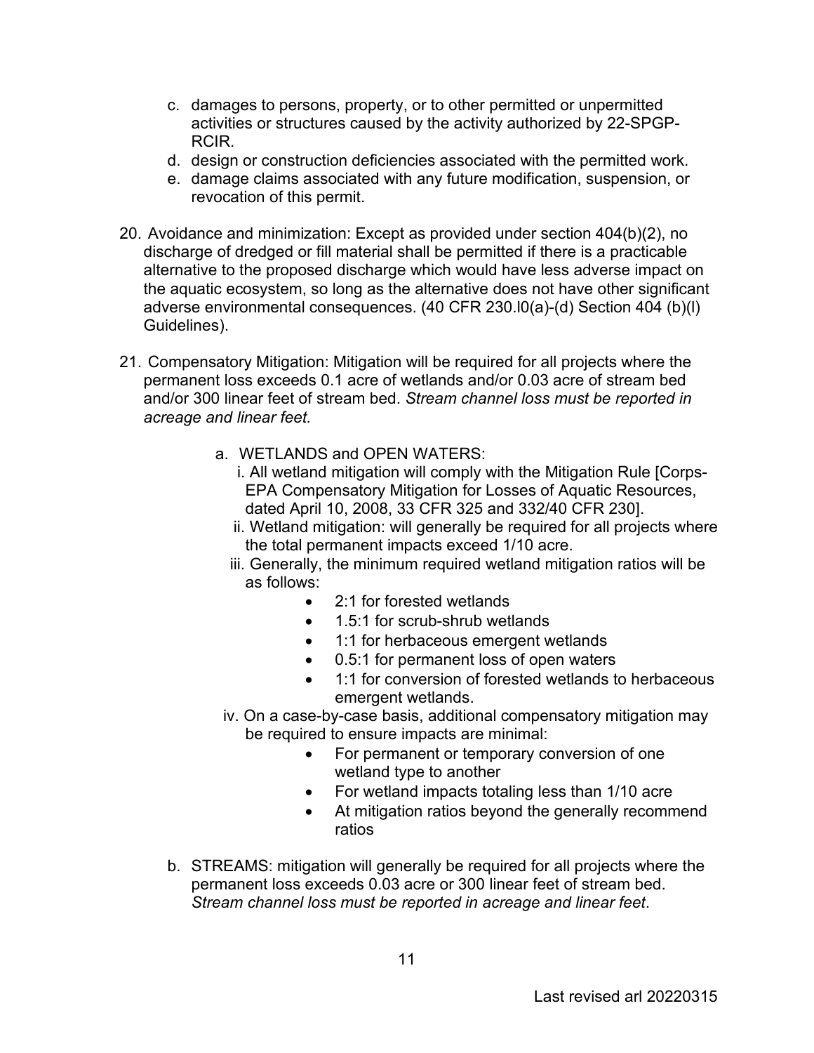c. damages to persons, property, or to other permitted or unpermitted activities or structures caused by the activity authorized by 22-SPGP-RCIR.
d. design or construction deficiencies associated with the permitted work.
e. damage claims associated with any future modification, suspension, or revocation of this permit.

20. Avoidance and minimization: Except as provided under section 404(b)(2), no discharge of dredged or fill material shall be permitted if there is a practicable alternative to the proposed discharge which would have less adverse impact on the aquatic ecosystem, so long as the alternative does not have other significant adverse environmental consequences. (40 CFR 230.l0(a)-(d) Section 404 (b)(l) Guidelines).

21. Compensatory Mitigation: Mitigation will be required for all projects where the permanent loss exceeds 0.1 acre of wetlands and/or 0.03 acre of stream bed and/or 300 linear feet of stream bed. *Stream channel loss must be reported in acreage and linear feet.*

    a. WETLANDS and OPEN WATERS:
        i. All wetland mitigation will comply with the Mitigation Rule [Corps-EPA Compensatory Mitigation for Losses of Aquatic Resources, dated April 10, 2008, 33 CFR 325 and 332/40 CFR 230].
        ii. Wetland mitigation: will generally be required for all projects where the total permanent impacts exceed 1/10 acre.
        iii. Generally, the minimum required wetland mitigation ratios will be as follows:
            - 2:1 for forested wetlands
            - 1.5:1 for scrub-shrub wetlands
            - 1:1 for herbaceous emergent wetlands
            - 0.5:1 for permanent loss of open waters
            - 1:1 for conversion of forested wetlands to herbaceous emergent wetlands.
        iv. On a case-by-case basis, additional compensatory mitigation may be required to ensure impacts are minimal:
            - For permanent or temporary conversion of one wetland type to another
            - For wetland impacts totaling less than 1/10 acre
            - At mitigation ratios beyond the generally recommend ratios

    b. STREAMS: mitigation will generally be required for all projects where the permanent loss exceeds 0.03 acre or 300 linear feet of stream bed. *Stream channel loss must be reported in acreage and linear feet*.

Last revised arl 20220315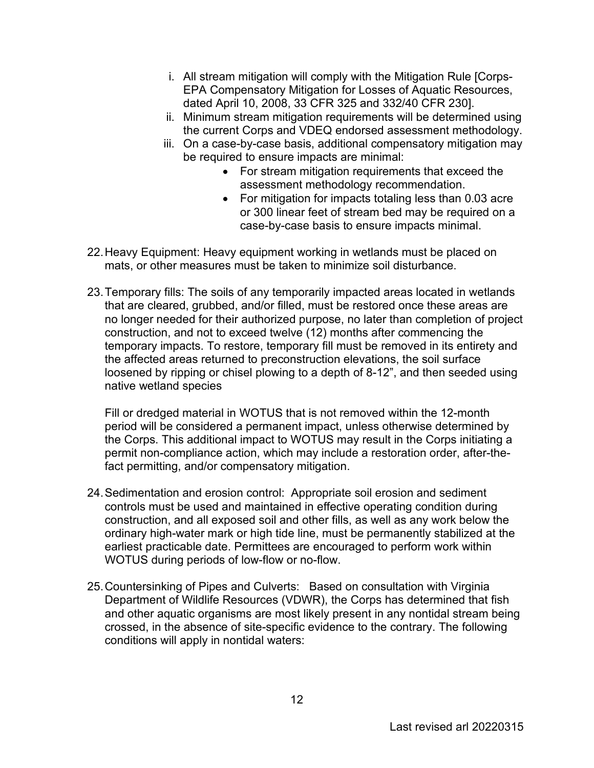i. All stream mitigation will comply with the Mitigation Rule [Corps-EPA Compensatory Mitigation for Losses of Aquatic Resources, dated April 10, 2008, 33 CFR 325 and 332/40 CFR 230].
ii. Minimum stream mitigation requirements will be determined using the current Corps and VDEQ endorsed assessment methodology.
iii. On a case-by-case basis, additional compensatory mitigation may be required to ensure impacts are minimal:
    - For stream mitigation requirements that exceed the assessment methodology recommendation.
    - For mitigation for impacts totaling less than 0.03 acre or 300 linear feet of stream bed may be required on a case-by-case basis to ensure impacts minimal.

22. Heavy Equipment: Heavy equipment working in wetlands must be placed on mats, or other measures must be taken to minimize soil disturbance.

23. Temporary fills: The soils of any temporarily impacted areas located in wetlands that are cleared, grubbed, and/or filled, must be restored once these areas are no longer needed for their authorized purpose, no later than completion of project construction, and not to exceed twelve (12) months after commencing the temporary impacts. To restore, temporary fill must be removed in its entirety and the affected areas returned to preconstruction elevations, the soil surface loosened by ripping or chisel plowing to a depth of 8-12", and then seeded using native wetland species

    Fill or dredged material in WOTUS that is not removed within the 12-month period will be considered a permanent impact, unless otherwise determined by the Corps. This additional impact to WOTUS may result in the Corps initiating a permit non-compliance action, which may include a restoration order, after-the-fact permitting, and/or compensatory mitigation.

24. Sedimentation and erosion control: Appropriate soil erosion and sediment controls must be used and maintained in effective operating condition during construction, and all exposed soil and other fills, as well as any work below the ordinary high-water mark or high tide line, must be permanently stabilized at the earliest practicable date. Permittees are encouraged to perform work within WOTUS during periods of low-flow or no-flow.

25. Countersinking of Pipes and Culverts: Based on consultation with Virginia Department of Wildlife Resources (VDWR), the Corps has determined that fish and other aquatic organisms are most likely present in any nontidal stream being crossed, in the absence of site-specific evidence to the contrary. The following conditions will apply in nontidal waters: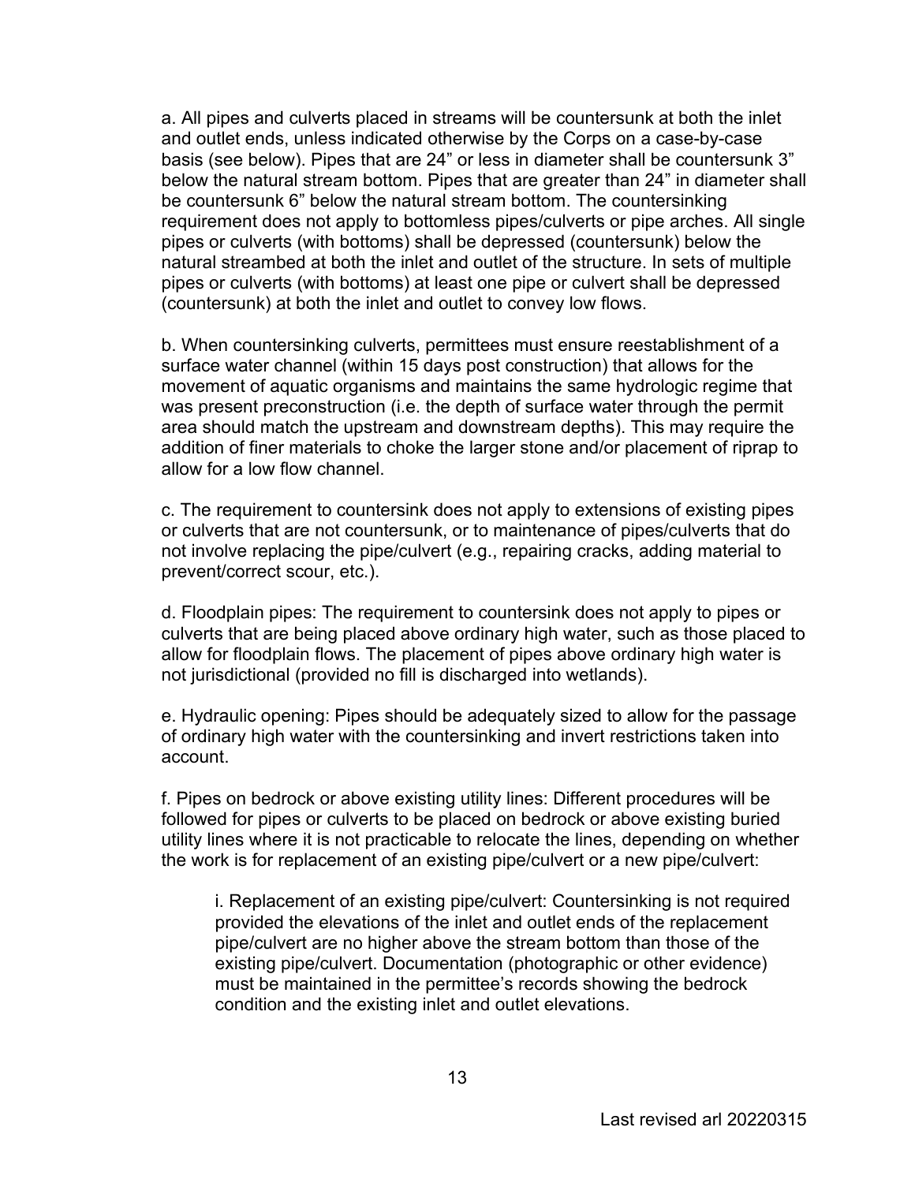a. All pipes and culverts placed in streams will be countersunk at both the inlet and outlet ends, unless indicated otherwise by the Corps on a case-by-case basis (see below). Pipes that are 24" or less in diameter shall be countersunk 3" below the natural stream bottom. Pipes that are greater than 24" in diameter shall be countersunk 6" below the natural stream bottom. The countersinking requirement does not apply to bottomless pipes/culverts or pipe arches. All single pipes or culverts (with bottoms) shall be depressed (countersunk) below the natural streambed at both the inlet and outlet of the structure. In sets of multiple pipes or culverts (with bottoms) at least one pipe or culvert shall be depressed (countersunk) at both the inlet and outlet to convey low flows.

b. When countersinking culverts, permittees must ensure reestablishment of a surface water channel (within 15 days post construction) that allows for the movement of aquatic organisms and maintains the same hydrologic regime that was present preconstruction (i.e. the depth of surface water through the permit area should match the upstream and downstream depths). This may require the addition of finer materials to choke the larger stone and/or placement of riprap to allow for a low flow channel.

c. The requirement to countersink does not apply to extensions of existing pipes or culverts that are not countersunk, or to maintenance of pipes/culverts that do not involve replacing the pipe/culvert (e.g., repairing cracks, adding material to prevent/correct scour, etc.).

d. Floodplain pipes: The requirement to countersink does not apply to pipes or culverts that are being placed above ordinary high water, such as those placed to allow for floodplain flows. The placement of pipes above ordinary high water is not jurisdictional (provided no fill is discharged into wetlands).

e. Hydraulic opening: Pipes should be adequately sized to allow for the passage of ordinary high water with the countersinking and invert restrictions taken into account.

f. Pipes on bedrock or above existing utility lines: Different procedures will be followed for pipes or culverts to be placed on bedrock or above existing buried utility lines where it is not practicable to relocate the lines, depending on whether the work is for replacement of an existing pipe/culvert or a new pipe/culvert:

> i. Replacement of an existing pipe/culvert: Countersinking is not required provided the elevations of the inlet and outlet ends of the replacement pipe/culvert are no higher above the stream bottom than those of the existing pipe/culvert. Documentation (photographic or other evidence) must be maintained in the permittee's records showing the bedrock condition and the existing inlet and outlet elevations.

Last revised arl 20220315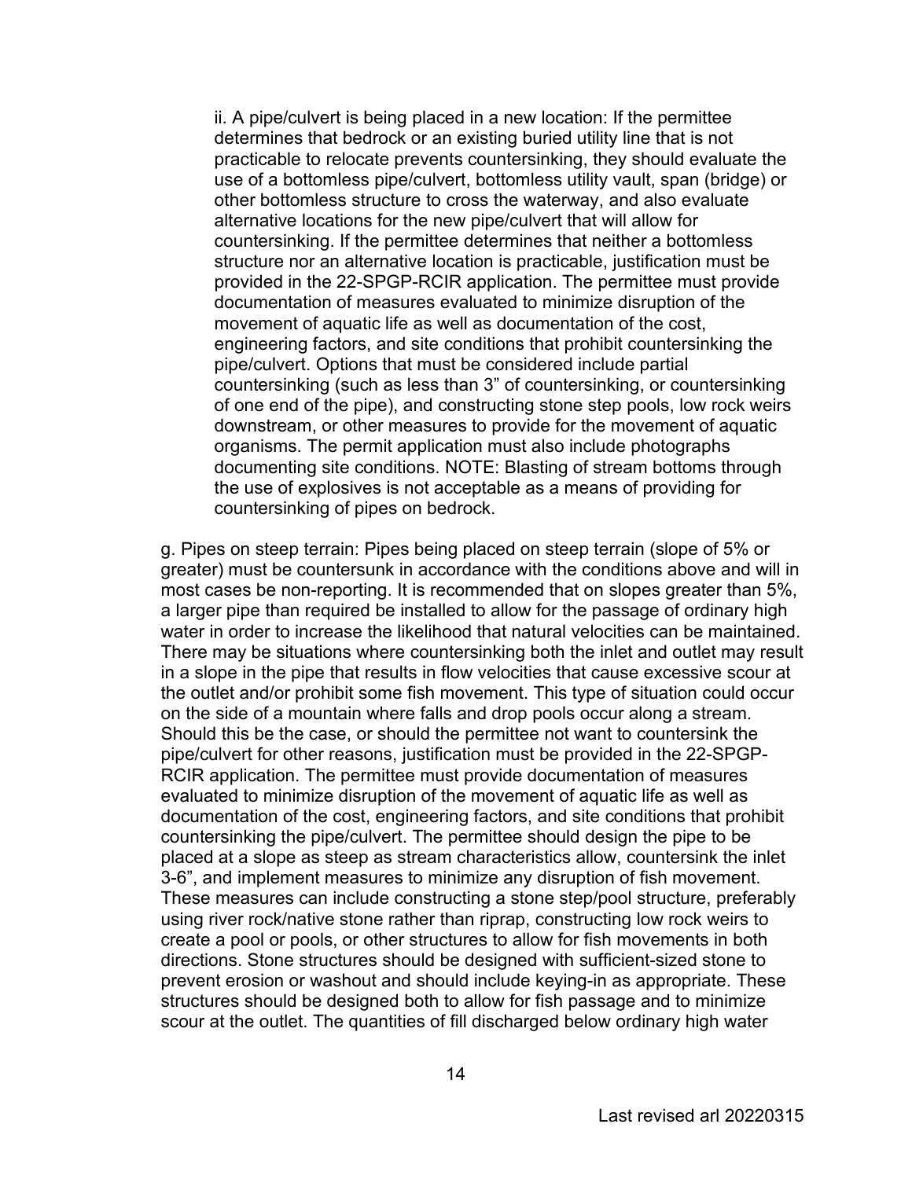ii. A pipe/culvert is being placed in a new location: If the permittee determines that bedrock or an existing buried utility line that is not practicable to relocate prevents countersinking, they should evaluate the use of a bottomless pipe/culvert, bottomless utility vault, span (bridge) or other bottomless structure to cross the waterway, and also evaluate alternative locations for the new pipe/culvert that will allow for countersinking. If the permittee determines that neither a bottomless structure nor an alternative location is practicable, justification must be provided in the 22-SPGP-RCIR application. The permittee must provide documentation of measures evaluated to minimize disruption of the movement of aquatic life as well as documentation of the cost, engineering factors, and site conditions that prohibit countersinking the pipe/culvert. Options that must be considered include partial countersinking (such as less than 3" of countersinking, or countersinking of one end of the pipe), and constructing stone step pools, low rock weirs downstream, or other measures to provide for the movement of aquatic organisms. The permit application must also include photographs documenting site conditions. NOTE: Blasting of stream bottoms through the use of explosives is not acceptable as a means of providing for countersinking of pipes on bedrock.

g. Pipes on steep terrain: Pipes being placed on steep terrain (slope of 5% or greater) must be countersunk in accordance with the conditions above and will in most cases be non-reporting. It is recommended that on slopes greater than 5%, a larger pipe than required be installed to allow for the passage of ordinary high water in order to increase the likelihood that natural velocities can be maintained. There may be situations where countersinking both the inlet and outlet may result in a slope in the pipe that results in flow velocities that cause excessive scour at the outlet and/or prohibit some fish movement. This type of situation could occur on the side of a mountain where falls and drop pools occur along a stream. Should this be the case, or should the permittee not want to countersink the pipe/culvert for other reasons, justification must be provided in the 22-SPGP-RCIR application. The permittee must provide documentation of measures evaluated to minimize disruption of the movement of aquatic life as well as documentation of the cost, engineering factors, and site conditions that prohibit countersinking the pipe/culvert. The permittee should design the pipe to be placed at a slope as steep as stream characteristics allow, countersink the inlet 3-6", and implement measures to minimize any disruption of fish movement. These measures can include constructing a stone step/pool structure, preferably using river rock/native stone rather than riprap, constructing low rock weirs to create a pool or pools, or other structures to allow for fish movements in both directions. Stone structures should be designed with sufficient-sized stone to prevent erosion or washout and should include keying-in as appropriate. These structures should be designed both to allow for fish passage and to minimize scour at the outlet. The quantities of fill discharged below ordinary high water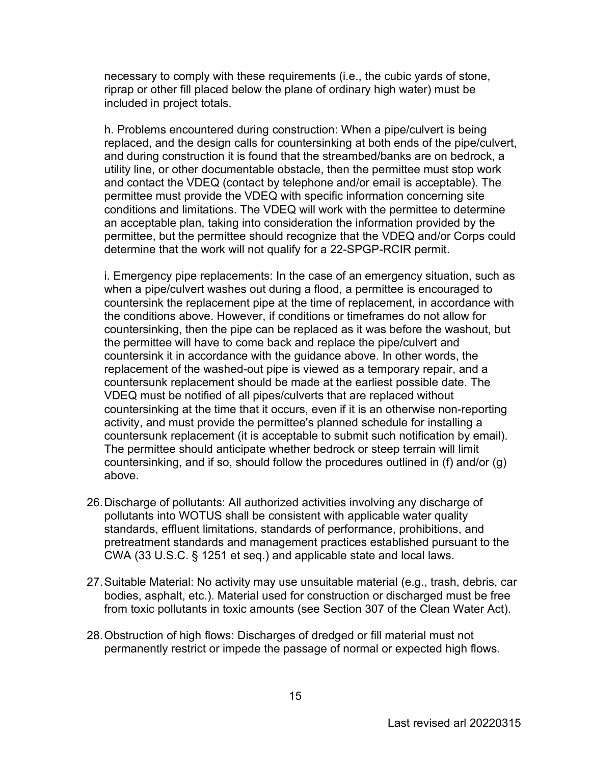necessary to comply with these requirements (i.e., the cubic yards of stone, riprap or other fill placed below the plane of ordinary high water) must be included in project totals.

h. Problems encountered during construction: When a pipe/culvert is being replaced, and the design calls for countersinking at both ends of the pipe/culvert, and during construction it is found that the streambed/banks are on bedrock, a utility line, or other documentable obstacle, then the permittee must stop work and contact the VDEQ (contact by telephone and/or email is acceptable). The permittee must provide the VDEQ with specific information concerning site conditions and limitations. The VDEQ will work with the permittee to determine an acceptable plan, taking into consideration the information provided by the permittee, but the permittee should recognize that the VDEQ and/or Corps could determine that the work will not qualify for a 22-SPGP-RCIR permit.

i. Emergency pipe replacements: In the case of an emergency situation, such as when a pipe/culvert washes out during a flood, a permittee is encouraged to countersink the replacement pipe at the time of replacement, in accordance with the conditions above. However, if conditions or timeframes do not allow for countersinking, then the pipe can be replaced as it was before the washout, but the permittee will have to come back and replace the pipe/culvert and countersink it in accordance with the guidance above. In other words, the replacement of the washed-out pipe is viewed as a temporary repair, and a countersunk replacement should be made at the earliest possible date. The VDEQ must be notified of all pipes/culverts that are replaced without countersinking at the time that it occurs, even if it is an otherwise non-reporting activity, and must provide the permittee's planned schedule for installing a countersunk replacement (it is acceptable to submit such notification by email). The permittee should anticipate whether bedrock or steep terrain will limit countersinking, and if so, should follow the procedures outlined in (f) and/or (g) above.

26. Discharge of pollutants: All authorized activities involving any discharge of pollutants into WOTUS shall be consistent with applicable water quality standards, effluent limitations, standards of performance, prohibitions, and pretreatment standards and management practices established pursuant to the CWA (33 U.S.C. § 1251 et seq.) and applicable state and local laws.

27. Suitable Material: No activity may use unsuitable material (e.g., trash, debris, car bodies, asphalt, etc.). Material used for construction or discharged must be free from toxic pollutants in toxic amounts (see Section 307 of the Clean Water Act).

28. Obstruction of high flows: Discharges of dredged or fill material must not permanently restrict or impede the passage of normal or expected high flows.

Last revised arl 20220315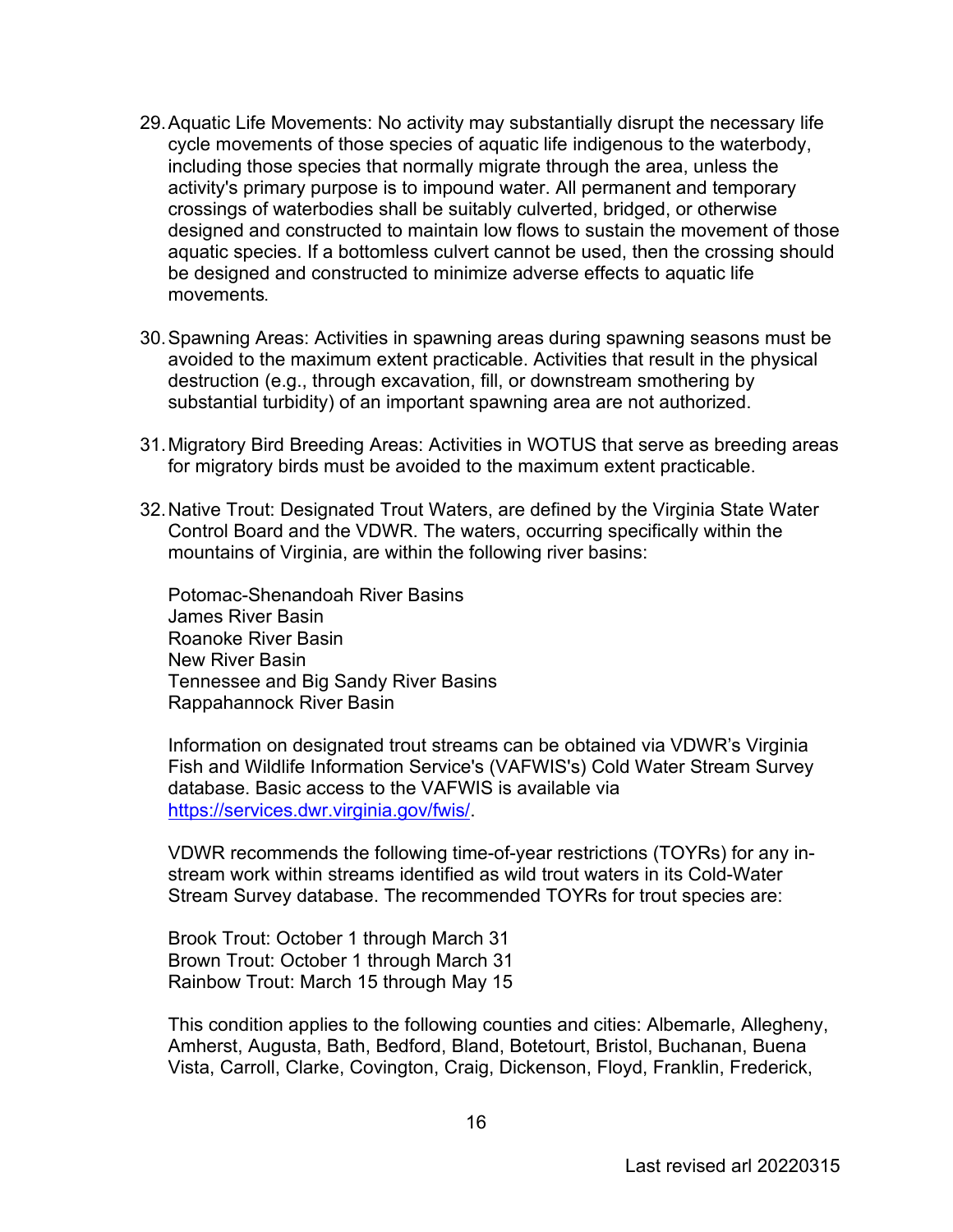29. Aquatic Life Movements: No activity may substantially disrupt the necessary life cycle movements of those species of aquatic life indigenous to the waterbody, including those species that normally migrate through the area, unless the activity's primary purpose is to impound water. All permanent and temporary crossings of waterbodies shall be suitably culverted, bridged, or otherwise designed and constructed to maintain low flows to sustain the movement of those aquatic species. If a bottomless culvert cannot be used, then the crossing should be designed and constructed to minimize adverse effects to aquatic life movements.

30. Spawning Areas: Activities in spawning areas during spawning seasons must be avoided to the maximum extent practicable. Activities that result in the physical destruction (e.g., through excavation, fill, or downstream smothering by substantial turbidity) of an important spawning area are not authorized.

31. Migratory Bird Breeding Areas: Activities in WOTUS that serve as breeding areas for migratory birds must be avoided to the maximum extent practicable.

32. Native Trout: Designated Trout Waters, are defined by the Virginia State Water Control Board and the VDWR. The waters, occurring specifically within the mountains of Virginia, are within the following river basins:

    Potomac-Shenandoah River Basins
    James River Basin
    Roanoke River Basin
    New River Basin
    Tennessee and Big Sandy River Basins
    Rappahannock River Basin

    Information on designated trout streams can be obtained via VDWR's Virginia Fish and Wildlife Information Service's (VAFWIS's) Cold Water Stream Survey database. Basic access to the VAFWIS is available via [https://services.dwr.virginia.gov/fwis/](https://services.dwr.virginia.gov/fwis/).

    VDWR recommends the following time-of-year restrictions (TOYRs) for any in-stream work within streams identified as wild trout waters in its Cold-Water Stream Survey database. The recommended TOYRs for trout species are:

    Brook Trout: October 1 through March 31
    Brown Trout: October 1 through March 31
    Rainbow Trout: March 15 through May 15

    This condition applies to the following counties and cities: Albemarle, Allegheny, Amherst, Augusta, Bath, Bedford, Bland, Botetourt, Bristol, Buchanan, Buena Vista, Carroll, Clarke, Covington, Craig, Dickenson, Floyd, Franklin, Frederick,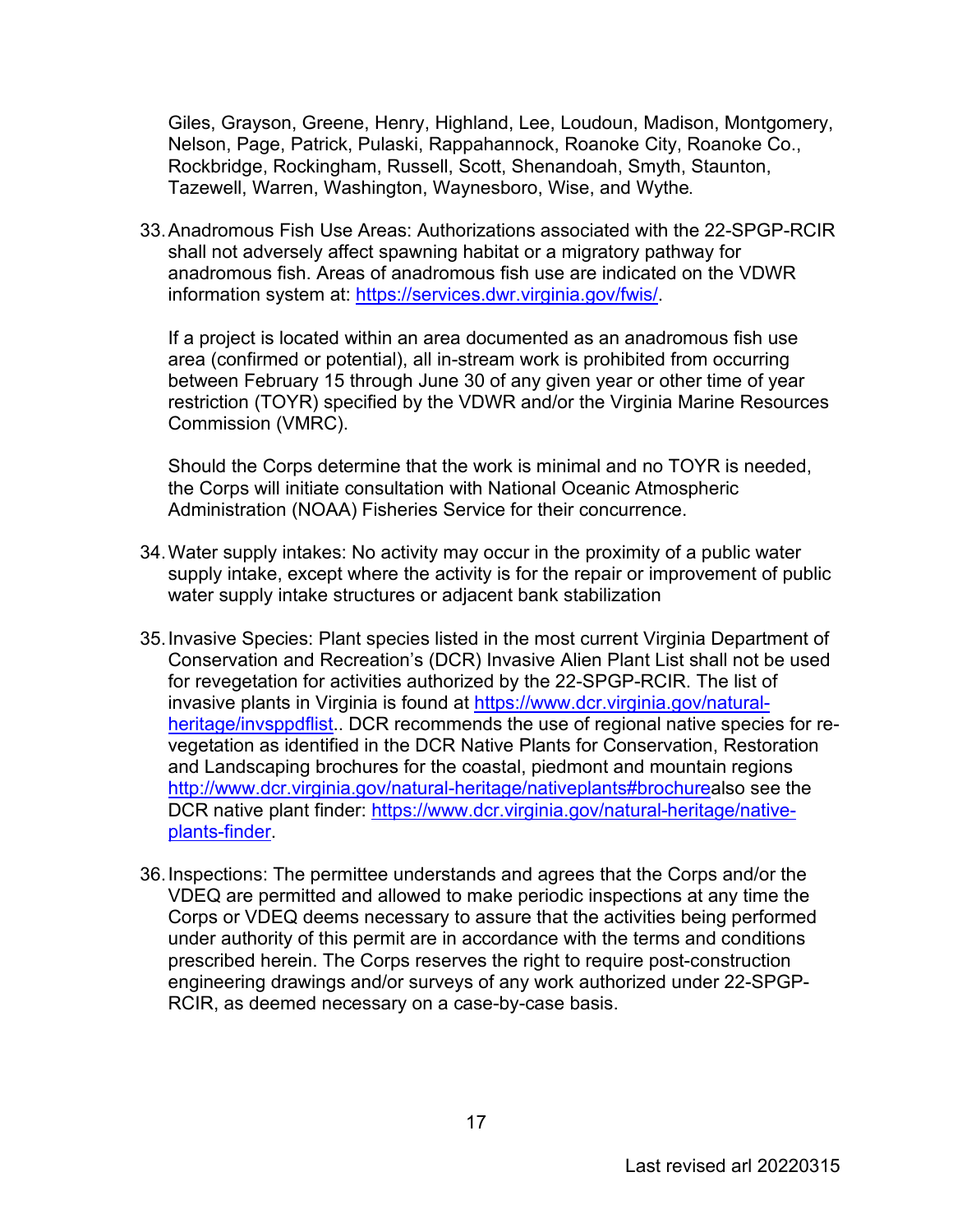Giles, Grayson, Greene, Henry, Highland, Lee, Loudoun, Madison, Montgomery, Nelson, Page, Patrick, Pulaski, Rappahannock, Roanoke City, Roanoke Co., Rockbridge, Rockingham, Russell, Scott, Shenandoah, Smyth, Staunton, Tazewell, Warren, Washington, Waynesboro, Wise, and Wythe.

33. Anadromous Fish Use Areas: Authorizations associated with the 22-SPGP-RCIR shall not adversely affect spawning habitat or a migratory pathway for anadromous fish. Areas of anadromous fish use are indicated on the VDWR information system at: https://services.dwr.virginia.gov/fwis/.

    If a project is located within an area documented as an anadromous fish use area (confirmed or potential), all in-stream work is prohibited from occurring between February 15 through June 30 of any given year or other time of year restriction (TOYR) specified by the VDWR and/or the Virginia Marine Resources Commission (VMRC).

    Should the Corps determine that the work is minimal and no TOYR is needed, the Corps will initiate consultation with National Oceanic Atmospheric Administration (NOAA) Fisheries Service for their concurrence.

34. Water supply intakes: No activity may occur in the proximity of a public water supply intake, except where the activity is for the repair or improvement of public water supply intake structures or adjacent bank stabilization

35. Invasive Species: Plant species listed in the most current Virginia Department of Conservation and Recreation's (DCR) Invasive Alien Plant List shall not be used for revegetation for activities authorized by the 22-SPGP-RCIR. The list of invasive plants in Virginia is found at https://www.dcr.virginia.gov/natural-heritage/invsppdflist.. DCR recommends the use of regional native species for re-vegetation as identified in the DCR Native Plants for Conservation, Restoration and Landscaping brochures for the coastal, piedmont and mountain regions http://www.dcr.virginia.gov/natural-heritage/nativeplants#brochurealso see the DCR native plant finder: https://www.dcr.virginia.gov/natural-heritage/native-plants-finder.

36. Inspections: The permittee understands and agrees that the Corps and/or the VDEQ are permitted and allowed to make periodic inspections at any time the Corps or VDEQ deems necessary to assure that the activities being performed under authority of this permit are in accordance with the terms and conditions prescribed herein. The Corps reserves the right to require post-construction engineering drawings and/or surveys of any work authorized under 22-SPGP-RCIR, as deemed necessary on a case-by-case basis.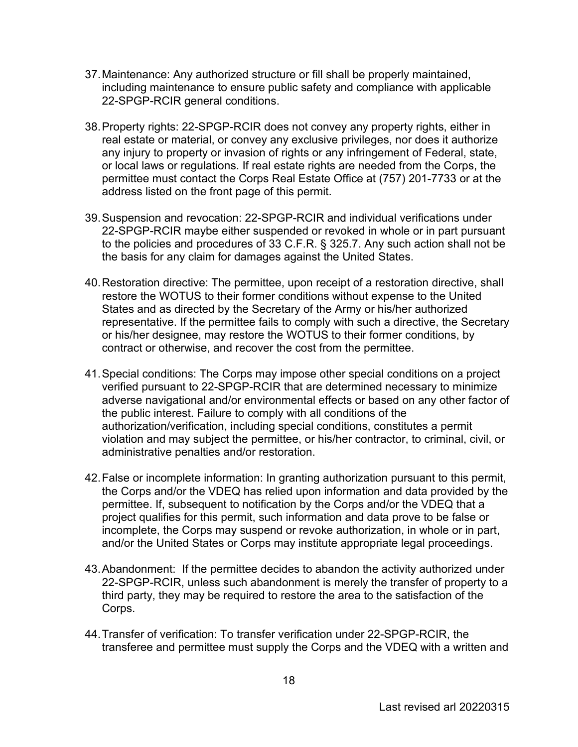37. Maintenance: Any authorized structure or fill shall be properly maintained, including maintenance to ensure public safety and compliance with applicable 22-SPGP-RCIR general conditions.

38. Property rights: 22-SPGP-RCIR does not convey any property rights, either in real estate or material, or convey any exclusive privileges, nor does it authorize any injury to property or invasion of rights or any infringement of Federal, state, or local laws or regulations. If real estate rights are needed from the Corps, the permittee must contact the Corps Real Estate Office at (757) 201-7733 or at the address listed on the front page of this permit.

39. Suspension and revocation: 22-SPGP-RCIR and individual verifications under 22-SPGP-RCIR maybe either suspended or revoked in whole or in part pursuant to the policies and procedures of 33 C.F.R. § 325.7. Any such action shall not be the basis for any claim for damages against the United States.

40. Restoration directive: The permittee, upon receipt of a restoration directive, shall restore the WOTUS to their former conditions without expense to the United States and as directed by the Secretary of the Army or his/her authorized representative. If the permittee fails to comply with such a directive, the Secretary or his/her designee, may restore the WOTUS to their former conditions, by contract or otherwise, and recover the cost from the permittee.

41. Special conditions: The Corps may impose other special conditions on a project verified pursuant to 22-SPGP-RCIR that are determined necessary to minimize adverse navigational and/or environmental effects or based on any other factor of the public interest. Failure to comply with all conditions of the authorization/verification, including special conditions, constitutes a permit violation and may subject the permittee, or his/her contractor, to criminal, civil, or administrative penalties and/or restoration.

42. False or incomplete information: In granting authorization pursuant to this permit, the Corps and/or the VDEQ has relied upon information and data provided by the permittee. If, subsequent to notification by the Corps and/or the VDEQ that a project qualifies for this permit, such information and data prove to be false or incomplete, the Corps may suspend or revoke authorization, in whole or in part, and/or the United States or Corps may institute appropriate legal proceedings.

43. Abandonment: If the permittee decides to abandon the activity authorized under 22-SPGP-RCIR, unless such abandonment is merely the transfer of property to a third party, they may be required to restore the area to the satisfaction of the Corps.

44. Transfer of verification: To transfer verification under 22-SPGP-RCIR, the transferee and permittee must supply the Corps and the VDEQ with a written and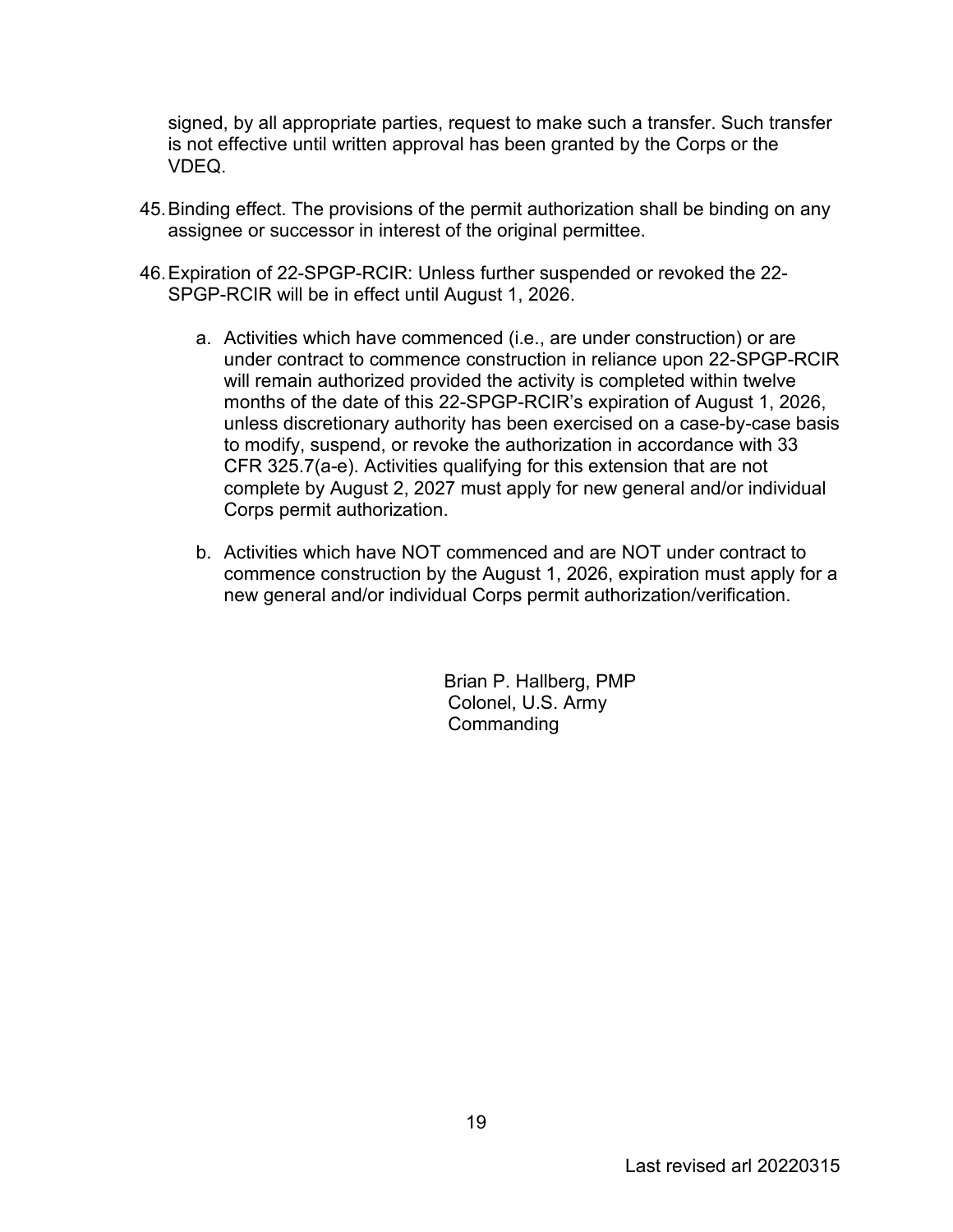signed, by all appropriate parties, request to make such a transfer. Such transfer is not effective until written approval has been granted by the Corps or the VDEQ.

45. Binding effect. The provisions of the permit authorization shall be binding on any assignee or successor in interest of the original permittee.

46. Expiration of 22-SPGP-RCIR: Unless further suspended or revoked the 22-SPGP-RCIR will be in effect until August 1, 2026.

    a. Activities which have commenced (i.e., are under construction) or are under contract to commence construction in reliance upon 22-SPGP-RCIR will remain authorized provided the activity is completed within twelve months of the date of this 22-SPGP-RCIR's expiration of August 1, 2026, unless discretionary authority has been exercised on a case-by-case basis to modify, suspend, or revoke the authorization in accordance with 33 CFR 325.7(a-e). Activities qualifying for this extension that are not complete by August 2, 2027 must apply for new general and/or individual Corps permit authorization.

    b. Activities which have NOT commenced and are NOT under contract to commence construction by the August 1, 2026, expiration must apply for a new general and/or individual Corps permit authorization/verification.

Brian P. Hallberg, PMP
Colonel, U.S. Army
Commanding

Last revised arl 20220315